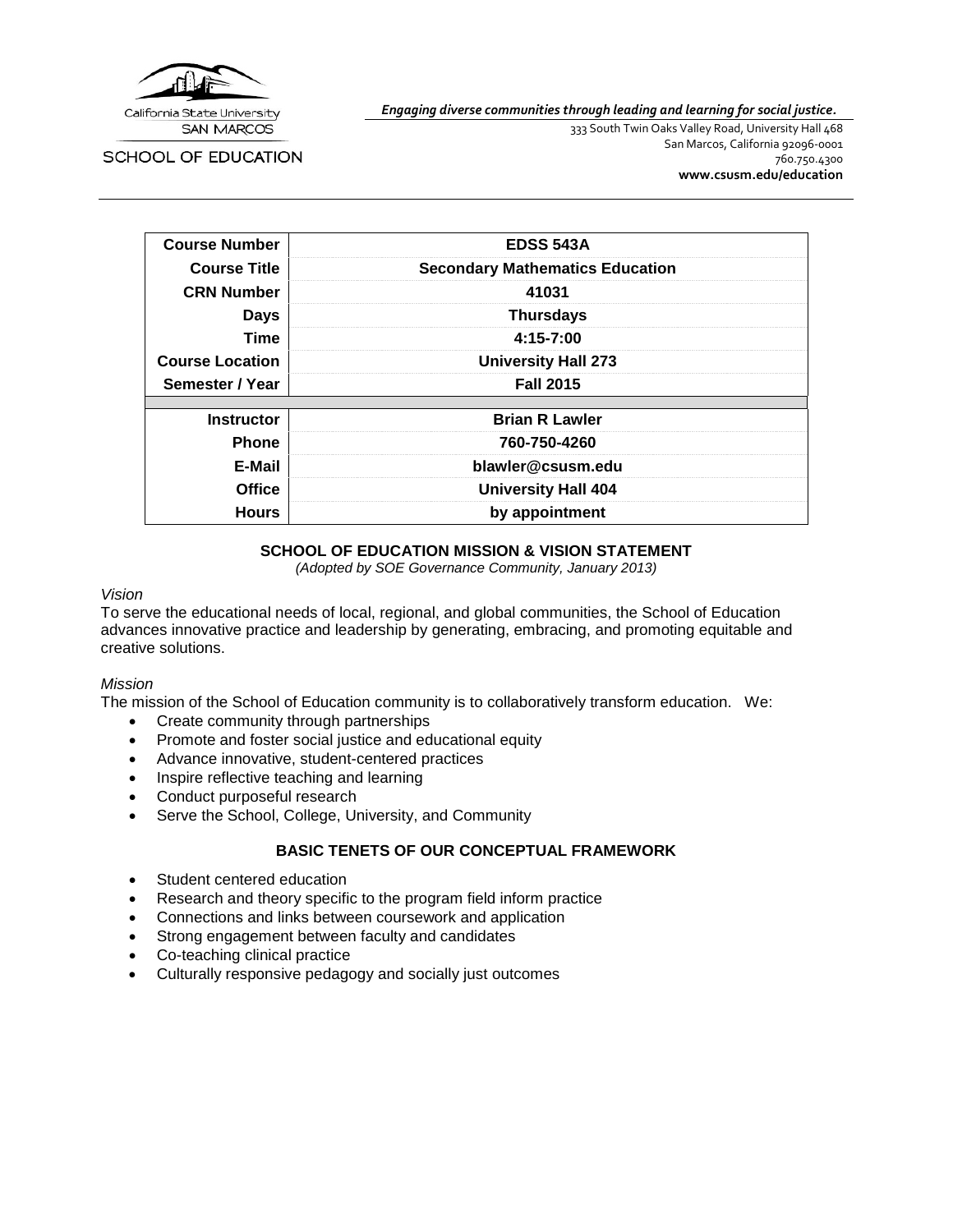California State University
SAN MARCOS

SCHOOL OF EDUCATION

***Engaging diverse communities through leading and learning for social justice.***

333 South Twin Oaks Valley Road, University Hall 468
San Marcos, California 92096-0001
760.750.4300
**www.csusm.edu/education**

| **Course Number** | **EDSS 543A** |
|---|---|
| **Course Title** | **Secondary Mathematics Education** |
| **CRN Number** | **41031** |
| **Days** | **Thursdays** |
| **Time** | **4:15-7:00** |
| **Course Location** | **University Hall 273** |
| **Semester / Year** | **Fall 2015** |
| | |
| **Instructor** | **Brian R Lawler** |
| **Phone** | **760-750-4260** |
| **E-Mail** | **blawler@csusm.edu** |
| **Office** | **University Hall 404** |
| **Hours** | **by appointment** |

## SCHOOL OF EDUCATION MISSION & VISION STATEMENT

*(Adopted by SOE Governance Community, January 2013)*

*Vision*

To serve the educational needs of local, regional, and global communities, the School of Education advances innovative practice and leadership by generating, embracing, and promoting equitable and creative solutions.

*Mission*

The mission of the School of Education community is to collaboratively transform education. We:

- Create community through partnerships
- Promote and foster social justice and educational equity
- Advance innovative, student-centered practices
- Inspire reflective teaching and learning
- Conduct purposeful research
- Serve the School, College, University, and Community

## BASIC TENETS OF OUR CONCEPTUAL FRAMEWORK

- Student centered education
- Research and theory specific to the program field inform practice
- Connections and links between coursework and application
- Strong engagement between faculty and candidates
- Co-teaching clinical practice
- Culturally responsive pedagogy and socially just outcomes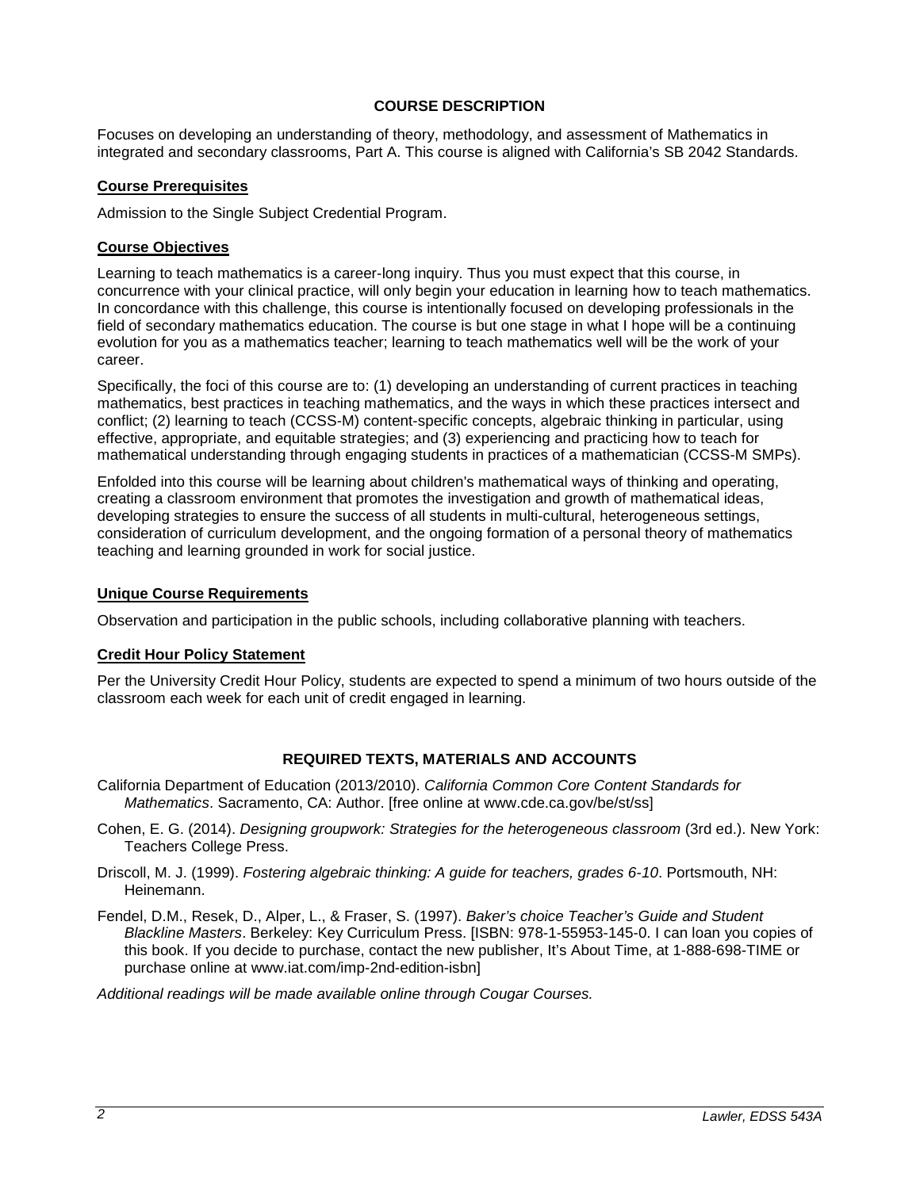## COURSE DESCRIPTION

Focuses on developing an understanding of theory, methodology, and assessment of Mathematics in integrated and secondary classrooms, Part A. This course is aligned with California's SB 2042 Standards.

### Course Prerequisites

Admission to the Single Subject Credential Program.

### Course Objectives

Learning to teach mathematics is a career-long inquiry. Thus you must expect that this course, in concurrence with your clinical practice, will only begin your education in learning how to teach mathematics. In concordance with this challenge, this course is intentionally focused on developing professionals in the field of secondary mathematics education. The course is but one stage in what I hope will be a continuing evolution for you as a mathematics teacher; learning to teach mathematics well will be the work of your career.

Specifically, the foci of this course are to: (1) developing an understanding of current practices in teaching mathematics, best practices in teaching mathematics, and the ways in which these practices intersect and conflict; (2) learning to teach (CCSS-M) content-specific concepts, algebraic thinking in particular, using effective, appropriate, and equitable strategies; and (3) experiencing and practicing how to teach for mathematical understanding through engaging students in practices of a mathematician (CCSS-M SMPs).

Enfolded into this course will be learning about children's mathematical ways of thinking and operating, creating a classroom environment that promotes the investigation and growth of mathematical ideas, developing strategies to ensure the success of all students in multi-cultural, heterogeneous settings, consideration of curriculum development, and the ongoing formation of a personal theory of mathematics teaching and learning grounded in work for social justice.

### Unique Course Requirements

Observation and participation in the public schools, including collaborative planning with teachers.

### Credit Hour Policy Statement

Per the University Credit Hour Policy, students are expected to spend a minimum of two hours outside of the classroom each week for each unit of credit engaged in learning.

## REQUIRED TEXTS, MATERIALS AND ACCOUNTS

California Department of Education (2013/2010). *California Common Core Content Standards for Mathematics*. Sacramento, CA: Author. [free online at www.cde.ca.gov/be/st/ss]

Cohen, E. G. (2014). *Designing groupwork: Strategies for the heterogeneous classroom* (3rd ed.). New York: Teachers College Press.

Driscoll, M. J. (1999). *Fostering algebraic thinking: A guide for teachers, grades 6-10*. Portsmouth, NH: Heinemann.

Fendel, D.M., Resek, D., Alper, L., & Fraser, S. (1997). *Baker's choice Teacher's Guide and Student Blackline Masters*. Berkeley: Key Curriculum Press. [ISBN: 978-1-55953-145-0. I can loan you copies of this book. If you decide to purchase, contact the new publisher, It's About Time, at 1-888-698-TIME or purchase online at www.iat.com/imp-2nd-edition-isbn]

*Additional readings will be made available online through Cougar Courses.*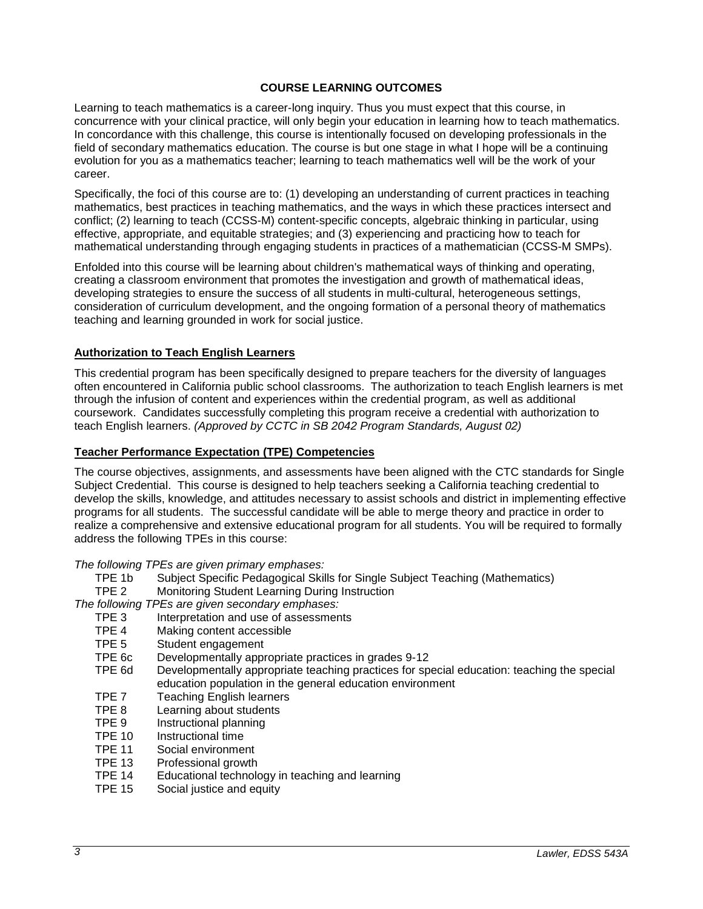## COURSE LEARNING OUTCOMES

Learning to teach mathematics is a career-long inquiry. Thus you must expect that this course, in concurrence with your clinical practice, will only begin your education in learning how to teach mathematics. In concordance with this challenge, this course is intentionally focused on developing professionals in the field of secondary mathematics education. The course is but one stage in what I hope will be a continuing evolution for you as a mathematics teacher; learning to teach mathematics well will be the work of your career.

Specifically, the foci of this course are to: (1) developing an understanding of current practices in teaching mathematics, best practices in teaching mathematics, and the ways in which these practices intersect and conflict; (2) learning to teach (CCSS-M) content-specific concepts, algebraic thinking in particular, using effective, appropriate, and equitable strategies; and (3) experiencing and practicing how to teach for mathematical understanding through engaging students in practices of a mathematician (CCSS-M SMPs).

Enfolded into this course will be learning about children's mathematical ways of thinking and operating, creating a classroom environment that promotes the investigation and growth of mathematical ideas, developing strategies to ensure the success of all students in multi-cultural, heterogeneous settings, consideration of curriculum development, and the ongoing formation of a personal theory of mathematics teaching and learning grounded in work for social justice.

### Authorization to Teach English Learners

This credential program has been specifically designed to prepare teachers for the diversity of languages often encountered in California public school classrooms. The authorization to teach English learners is met through the infusion of content and experiences within the credential program, as well as additional coursework. Candidates successfully completing this program receive a credential with authorization to teach English learners. *(Approved by CCTC in SB 2042 Program Standards, August 02)*

### Teacher Performance Expectation (TPE) Competencies

The course objectives, assignments, and assessments have been aligned with the CTC standards for Single Subject Credential. This course is designed to help teachers seeking a California teaching credential to develop the skills, knowledge, and attitudes necessary to assist schools and district in implementing effective programs for all students. The successful candidate will be able to merge theory and practice in order to realize a comprehensive and extensive educational program for all students. You will be required to formally address the following TPEs in this course:

*The following TPEs are given primary emphases:*

- TPE 1b Subject Specific Pedagogical Skills for Single Subject Teaching (Mathematics)
- TPE 2 Monitoring Student Learning During Instruction

*The following TPEs are given secondary emphases:*

- TPE 3 Interpretation and use of assessments
- TPE 4 Making content accessible
- TPE 5 Student engagement
- TPE 6c Developmentally appropriate practices in grades 9-12
- TPE 6d Developmentally appropriate teaching practices for special education: teaching the special education population in the general education environment
- TPE 7 Teaching English learners
- TPE 8 Learning about students
- TPE 9 Instructional planning
- TPE 10 Instructional time
- TPE 11 Social environment
- TPE 13 Professional growth
- TPE 14 Educational technology in teaching and learning
- TPE 15 Social justice and equity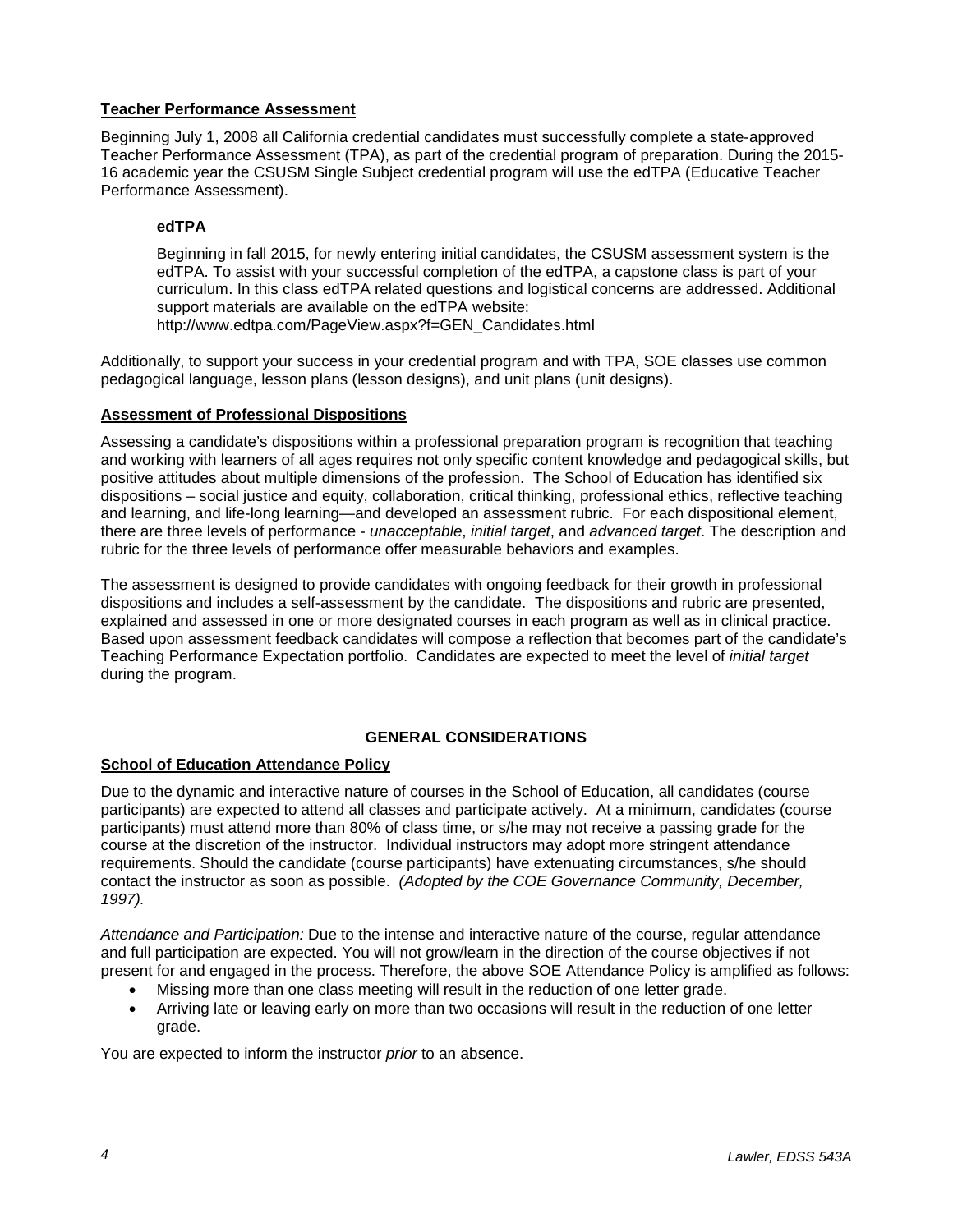**Teacher Performance Assessment**

Beginning July 1, 2008 all California credential candidates must successfully complete a state-approved Teacher Performance Assessment (TPA), as part of the credential program of preparation. During the 2015-16 academic year the CSUSM Single Subject credential program will use the edTPA (Educative Teacher Performance Assessment).

**edTPA**

Beginning in fall 2015, for newly entering initial candidates, the CSUSM assessment system is the edTPA. To assist with your successful completion of the edTPA, a capstone class is part of your curriculum. In this class edTPA related questions and logistical concerns are addressed. Additional support materials are available on the edTPA website: http://www.edtpa.com/PageView.aspx?f=GEN_Candidates.html

Additionally, to support your success in your credential program and with TPA, SOE classes use common pedagogical language, lesson plans (lesson designs), and unit plans (unit designs).

**Assessment of Professional Dispositions**

Assessing a candidate's dispositions within a professional preparation program is recognition that teaching and working with learners of all ages requires not only specific content knowledge and pedagogical skills, but positive attitudes about multiple dimensions of the profession. The School of Education has identified six dispositions – social justice and equity, collaboration, critical thinking, professional ethics, reflective teaching and learning, and life-long learning—and developed an assessment rubric. For each dispositional element, there are three levels of performance - *unacceptable*, *initial target*, and *advanced target*. The description and rubric for the three levels of performance offer measurable behaviors and examples.

The assessment is designed to provide candidates with ongoing feedback for their growth in professional dispositions and includes a self-assessment by the candidate. The dispositions and rubric are presented, explained and assessed in one or more designated courses in each program as well as in clinical practice. Based upon assessment feedback candidates will compose a reflection that becomes part of the candidate's Teaching Performance Expectation portfolio. Candidates are expected to meet the level of *initial target* during the program.

## GENERAL CONSIDERATIONS

**School of Education Attendance Policy**

Due to the dynamic and interactive nature of courses in the School of Education, all candidates (course participants) are expected to attend all classes and participate actively. At a minimum, candidates (course participants) must attend more than 80% of class time, or s/he may not receive a passing grade for the course at the discretion of the instructor. Individual instructors may adopt more stringent attendance requirements. Should the candidate (course participants) have extenuating circumstances, s/he should contact the instructor as soon as possible. *(Adopted by the COE Governance Community, December, 1997).*

*Attendance and Participation:* Due to the intense and interactive nature of the course, regular attendance and full participation are expected. You will not grow/learn in the direction of the course objectives if not present for and engaged in the process. Therefore, the above SOE Attendance Policy is amplified as follows:

- Missing more than one class meeting will result in the reduction of one letter grade.
- Arriving late or leaving early on more than two occasions will result in the reduction of one letter grade.

You are expected to inform the instructor *prior* to an absence.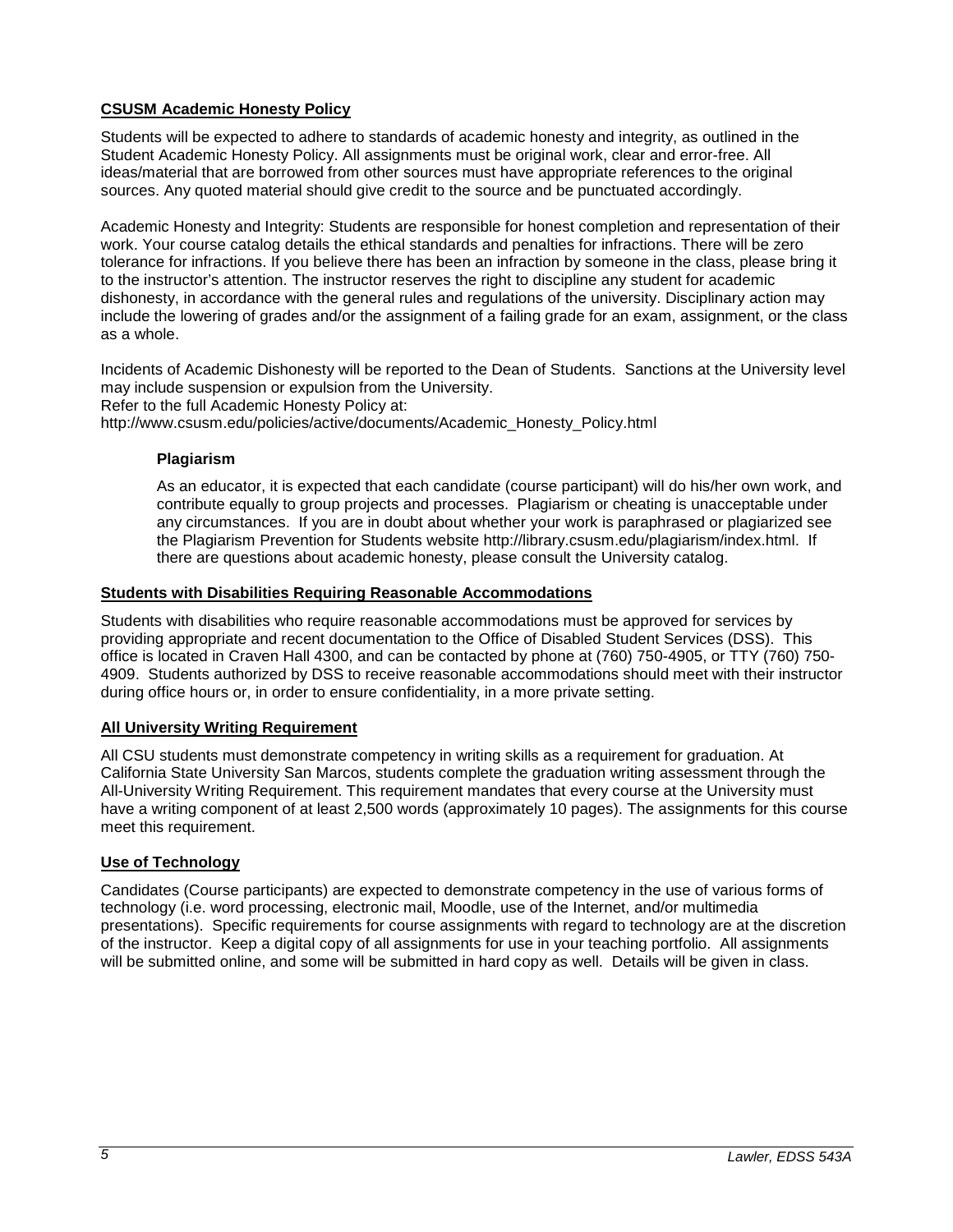## CSUSM Academic Honesty Policy

Students will be expected to adhere to standards of academic honesty and integrity, as outlined in the Student Academic Honesty Policy. All assignments must be original work, clear and error-free. All ideas/material that are borrowed from other sources must have appropriate references to the original sources. Any quoted material should give credit to the source and be punctuated accordingly.

Academic Honesty and Integrity: Students are responsible for honest completion and representation of their work. Your course catalog details the ethical standards and penalties for infractions. There will be zero tolerance for infractions. If you believe there has been an infraction by someone in the class, please bring it to the instructor's attention. The instructor reserves the right to discipline any student for academic dishonesty, in accordance with the general rules and regulations of the university. Disciplinary action may include the lowering of grades and/or the assignment of a failing grade for an exam, assignment, or the class as a whole.

Incidents of Academic Dishonesty will be reported to the Dean of Students. Sanctions at the University level may include suspension or expulsion from the University.
Refer to the full Academic Honesty Policy at:
http://www.csusm.edu/policies/active/documents/Academic_Honesty_Policy.html

### Plagiarism

As an educator, it is expected that each candidate (course participant) will do his/her own work, and contribute equally to group projects and processes. Plagiarism or cheating is unacceptable under any circumstances. If you are in doubt about whether your work is paraphrased or plagiarized see the Plagiarism Prevention for Students website http://library.csusm.edu/plagiarism/index.html. If there are questions about academic honesty, please consult the University catalog.

## Students with Disabilities Requiring Reasonable Accommodations

Students with disabilities who require reasonable accommodations must be approved for services by providing appropriate and recent documentation to the Office of Disabled Student Services (DSS). This office is located in Craven Hall 4300, and can be contacted by phone at (760) 750-4905, or TTY (760) 750-4909. Students authorized by DSS to receive reasonable accommodations should meet with their instructor during office hours or, in order to ensure confidentiality, in a more private setting.

## All University Writing Requirement

All CSU students must demonstrate competency in writing skills as a requirement for graduation. At California State University San Marcos, students complete the graduation writing assessment through the All-University Writing Requirement. This requirement mandates that every course at the University must have a writing component of at least 2,500 words (approximately 10 pages). The assignments for this course meet this requirement.

## Use of Technology

Candidates (Course participants) are expected to demonstrate competency in the use of various forms of technology (i.e. word processing, electronic mail, Moodle, use of the Internet, and/or multimedia presentations). Specific requirements for course assignments with regard to technology are at the discretion of the instructor. Keep a digital copy of all assignments for use in your teaching portfolio. All assignments will be submitted online, and some will be submitted in hard copy as well. Details will be given in class.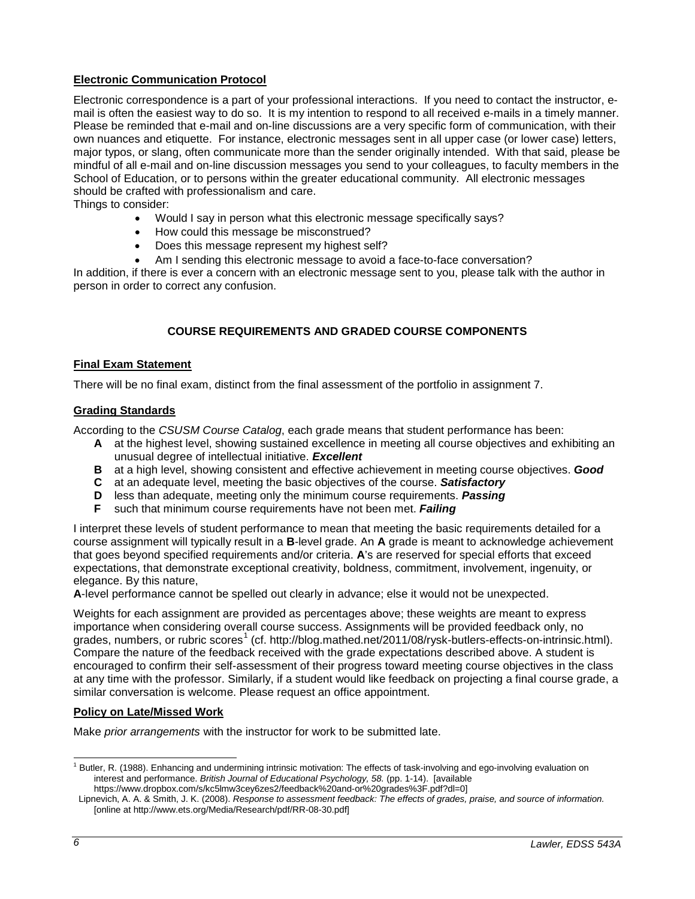**Electronic Communication Protocol**

Electronic correspondence is a part of your professional interactions. If you need to contact the instructor, e-mail is often the easiest way to do so. It is my intention to respond to all received e-mails in a timely manner. Please be reminded that e-mail and on-line discussions are a very specific form of communication, with their own nuances and etiquette. For instance, electronic messages sent in all upper case (or lower case) letters, major typos, or slang, often communicate more than the sender originally intended. With that said, please be mindful of all e-mail and on-line discussion messages you send to your colleagues, to faculty members in the School of Education, or to persons within the greater educational community. All electronic messages should be crafted with professionalism and care.

Things to consider:

- Would I say in person what this electronic message specifically says?
- How could this message be misconstrued?
- Does this message represent my highest self?
- Am I sending this electronic message to avoid a face-to-face conversation?

In addition, if there is ever a concern with an electronic message sent to you, please talk with the author in person in order to correct any confusion.

## COURSE REQUIREMENTS AND GRADED COURSE COMPONENTS

**Final Exam Statement**

There will be no final exam, distinct from the final assessment of the portfolio in assignment 7.

**Grading Standards**

According to the *CSUSM Course Catalog*, each grade means that student performance has been:

- **A** at the highest level, showing sustained excellence in meeting all course objectives and exhibiting an unusual degree of intellectual initiative. ***Excellent***
- **B** at a high level, showing consistent and effective achievement in meeting course objectives. ***Good***
- **C** at an adequate level, meeting the basic objectives of the course. ***Satisfactory***
- **D** less than adequate, meeting only the minimum course requirements. ***Passing***
- **F** such that minimum course requirements have not been met. ***Failing***

I interpret these levels of student performance to mean that meeting the basic requirements detailed for a course assignment will typically result in a **B**-level grade. An **A** grade is meant to acknowledge achievement that goes beyond specified requirements and/or criteria. **A**'s are reserved for special efforts that exceed expectations, that demonstrate exceptional creativity, boldness, commitment, involvement, ingenuity, or elegance. By this nature,
**A**-level performance cannot be spelled out clearly in advance; else it would not be unexpected.

Weights for each assignment are provided as percentages above; these weights are meant to express importance when considering overall course success. Assignments will be provided feedback only, no grades, numbers, or rubric scores[1] (cf. http://blog.mathed.net/2011/08/rysk-butlers-effects-on-intrinsic.html). Compare the nature of the feedback received with the grade expectations described above. A student is encouraged to confirm their self-assessment of their progress toward meeting course objectives in the class at any time with the professor. Similarly, if a student would like feedback on projecting a final course grade, a similar conversation is welcome. Please request an office appointment.

**Policy on Late/Missed Work**

Make *prior arrangements* with the instructor for work to be submitted late.

---

[1] Butler, R. (1988). Enhancing and undermining intrinsic motivation: The effects of task-involving and ego-involving evaluation on interest and performance. *British Journal of Educational Psychology, 58.* (pp. 1-14). [available https://www.dropbox.com/s/kc5lmw3cey6zes2/feedback%20and-or%20grades%3F.pdf?dl=0]
Lipnevich, A. A. & Smith, J. K. (2008). *Response to assessment feedback: The effects of grades, praise, and source of information.* [online at http://www.ets.org/Media/Research/pdf/RR-08-30.pdf]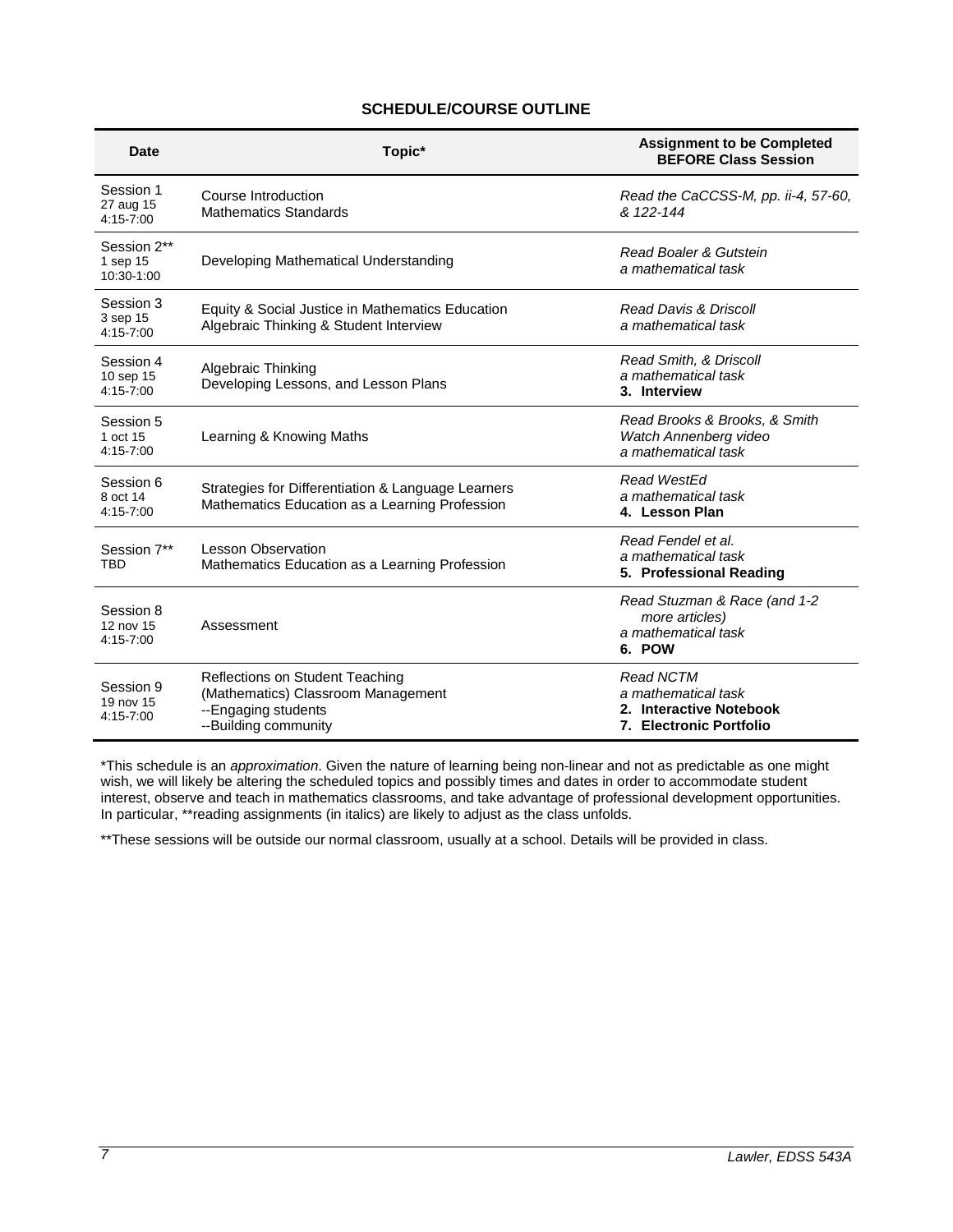## SCHEDULE/COURSE OUTLINE

| Date | Topic* | Assignment to be Completed BEFORE Class Session |
|---|---|---|
| Session 1<br>27 aug 15<br>4:15-7:00 | Course Introduction<br>Mathematics Standards | *Read the CaCCSS-M, pp. ii-4, 57-60, & 122-144* |
| Session 2**<br>1 sep 15<br>10:30-1:00 | Developing Mathematical Understanding | *Read Boaler & Gutstein*<br>*a mathematical task* |
| Session 3<br>3 sep 15<br>4:15-7:00 | Equity & Social Justice in Mathematics Education<br>Algebraic Thinking & Student Interview | *Read Davis & Driscoll*<br>*a mathematical task* |
| Session 4<br>10 sep 15<br>4:15-7:00 | Algebraic Thinking<br>Developing Lessons, and Lesson Plans | *Read Smith, & Driscoll*<br>*a mathematical task*<br>**3. Interview** |
| Session 5<br>1 oct 15<br>4:15-7:00 | Learning & Knowing Maths | *Read Brooks & Brooks, & Smith*<br>*Watch Annenberg video*<br>*a mathematical task* |
| Session 6<br>8 oct 14<br>4:15-7:00 | Strategies for Differentiation & Language Learners<br>Mathematics Education as a Learning Profession | *Read WestEd*<br>*a mathematical task*<br>**4. Lesson Plan** |
| Session 7**<br>TBD | Lesson Observation<br>Mathematics Education as a Learning Profession | *Read Fendel et al.*<br>*a mathematical task*<br>**5. Professional Reading** |
| Session 8<br>12 nov 15<br>4:15-7:00 | Assessment | *Read Stuzman & Race (and 1-2 more articles)*<br>*a mathematical task*<br>**6. POW** |
| Session 9<br>19 nov 15<br>4:15-7:00 | Reflections on Student Teaching<br>(Mathematics) Classroom Management<br>--Engaging students<br>--Building community | *Read NCTM*<br>*a mathematical task*<br>**2. Interactive Notebook**<br>**7. Electronic Portfolio** |

*This schedule is an *approximation*. Given the nature of learning being non-linear and not as predictable as one might wish, we will likely be altering the scheduled topics and possibly times and dates in order to accommodate student interest, observe and teach in mathematics classrooms, and take advantage of professional development opportunities. In particular, **reading assignments (in italics) are likely to adjust as the class unfolds.

**These sessions will be outside our normal classroom, usually at a school. Details will be provided in class.